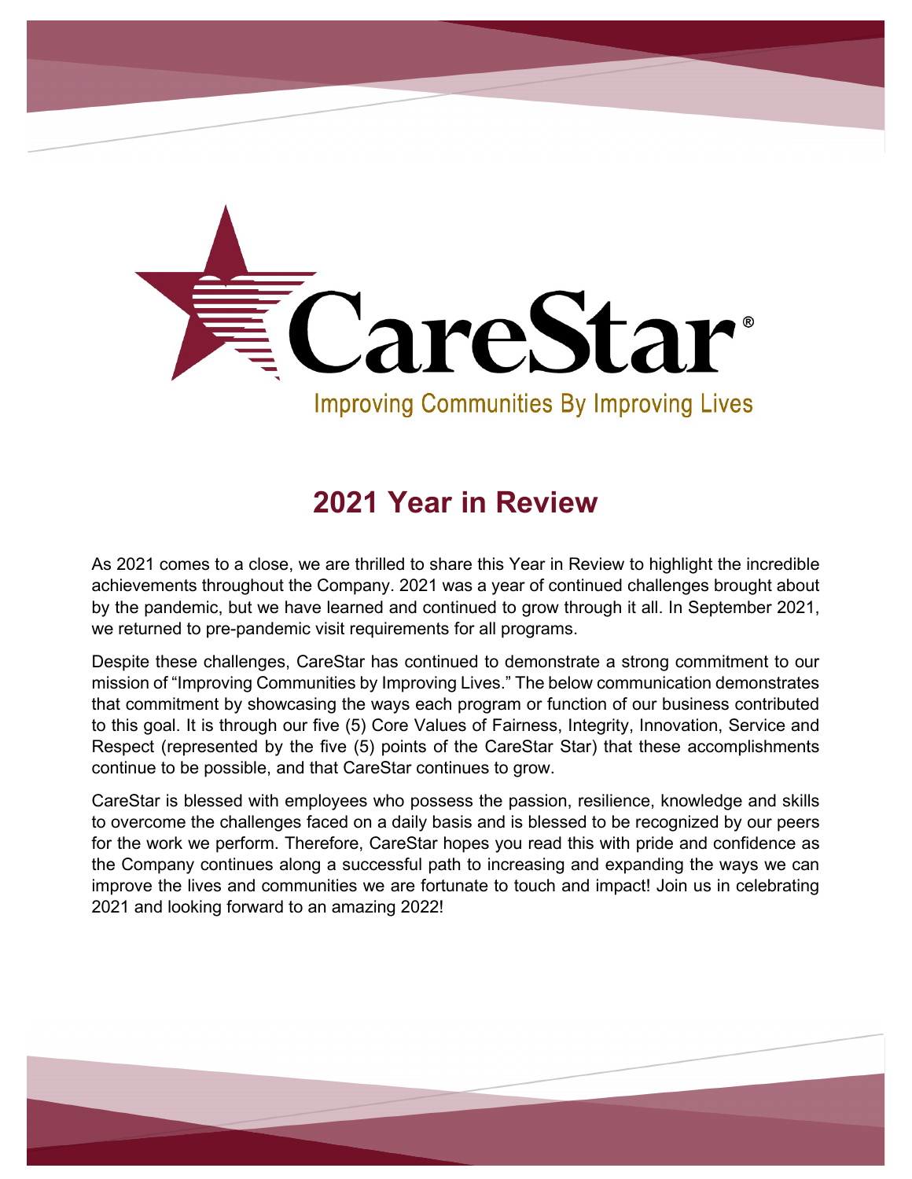CareStar®

Improving Communities By Improving Lives

# 2021 Year in Review

As 2021 comes to a close, we are thrilled to share this Year in Review to highlight the incredible achievements throughout the Company. 2021 was a year of continued challenges brought about by the pandemic, but we have learned and continued to grow through it all. In September 2021, we returned to pre-pandemic visit requirements for all programs.

Despite these challenges, CareStar has continued to demonstrate a strong commitment to our mission of "Improving Communities by Improving Lives." The below communication demonstrates that commitment by showcasing the ways each program or function of our business contributed to this goal. It is through our five (5) Core Values of Fairness, Integrity, Innovation, Service and Respect (represented by the five (5) points of the CareStar Star) that these accomplishments continue to be possible, and that CareStar continues to grow.

CareStar is blessed with employees who possess the passion, resilience, knowledge and skills to overcome the challenges faced on a daily basis and is blessed to be recognized by our peers for the work we perform. Therefore, CareStar hopes you read this with pride and confidence as the Company continues along a successful path to increasing and expanding the ways we can improve the lives and communities we are fortunate to touch and impact! Join us in celebrating 2021 and looking forward to an amazing 2022!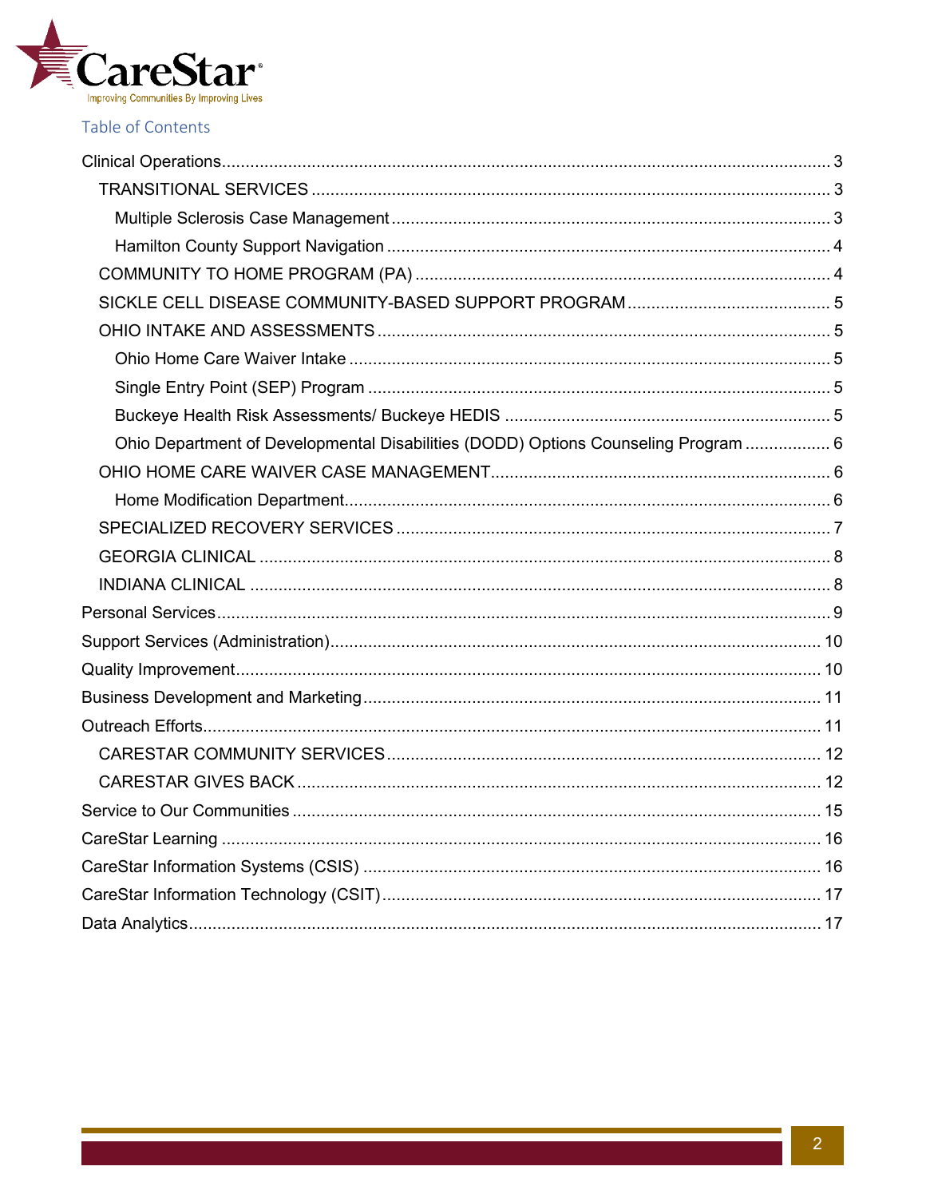## Table of Contents

- Clinical Operations ........ 3
  - TRANSITIONAL SERVICES ........ 3
    - Multiple Sclerosis Case Management ........ 3
    - Hamilton County Support Navigation ........ 4
  - COMMUNITY TO HOME PROGRAM (PA) ........ 4
  - SICKLE CELL DISEASE COMMUNITY-BASED SUPPORT PROGRAM ........ 5
  - OHIO INTAKE AND ASSESSMENTS ........ 5
    - Ohio Home Care Waiver Intake ........ 5
    - Single Entry Point (SEP) Program ........ 5
    - Buckeye Health Risk Assessments/ Buckeye HEDIS ........ 5
    - Ohio Department of Developmental Disabilities (DODD) Options Counseling Program ........ 6
  - OHIO HOME CARE WAIVER CASE MANAGEMENT ........ 6
    - Home Modification Department ........ 6
  - SPECIALIZED RECOVERY SERVICES ........ 7
  - GEORGIA CLINICAL ........ 8
  - INDIANA CLINICAL ........ 8
- Personal Services ........ 9
- Support Services (Administration) ........ 10
- Quality Improvement ........ 10
- Business Development and Marketing ........ 11
- Outreach Efforts ........ 11
  - CARESTAR COMMUNITY SERVICES ........ 12
  - CARESTAR GIVES BACK ........ 12
- Service to Our Communities ........ 15
- CareStar Learning ........ 16
- CareStar Information Systems (CSIS) ........ 16
- CareStar Information Technology (CSIT) ........ 17
- Data Analytics ........ 17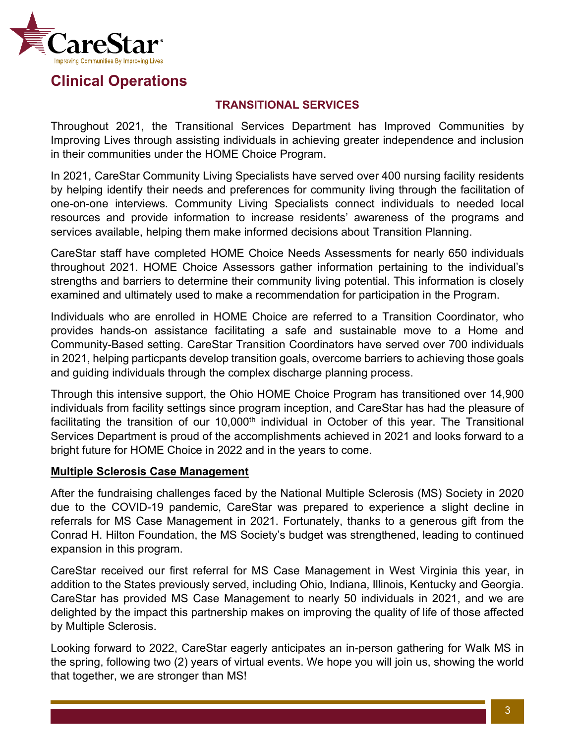# Clinical Operations

## TRANSITIONAL SERVICES

Throughout 2021, the Transitional Services Department has Improved Communities by Improving Lives through assisting individuals in achieving greater independence and inclusion in their communities under the HOME Choice Program.

In 2021, CareStar Community Living Specialists have served over 400 nursing facility residents by helping identify their needs and preferences for community living through the facilitation of one-on-one interviews. Community Living Specialists connect individuals to needed local resources and provide information to increase residents' awareness of the programs and services available, helping them make informed decisions about Transition Planning.

CareStar staff have completed HOME Choice Needs Assessments for nearly 650 individuals throughout 2021. HOME Choice Assessors gather information pertaining to the individual's strengths and barriers to determine their community living potential. This information is closely examined and ultimately used to make a recommendation for participation in the Program.

Individuals who are enrolled in HOME Choice are referred to a Transition Coordinator, who provides hands-on assistance facilitating a safe and sustainable move to a Home and Community-Based setting. CareStar Transition Coordinators have served over 700 individuals in 2021, helping particpants develop transition goals, overcome barriers to achieving those goals and guiding individuals through the complex discharge planning process.

Through this intensive support, the Ohio HOME Choice Program has transitioned over 14,900 individuals from facility settings since program inception, and CareStar has had the pleasure of facilitating the transition of our 10,000th individual in October of this year. The Transitional Services Department is proud of the accomplishments achieved in 2021 and looks forward to a bright future for HOME Choice in 2022 and in the years to come.

### Multiple Sclerosis Case Management

After the fundraising challenges faced by the National Multiple Sclerosis (MS) Society in 2020 due to the COVID-19 pandemic, CareStar was prepared to experience a slight decline in referrals for MS Case Management in 2021. Fortunately, thanks to a generous gift from the Conrad H. Hilton Foundation, the MS Society's budget was strengthened, leading to continued expansion in this program.

CareStar received our first referral for MS Case Management in West Virginia this year, in addition to the States previously served, including Ohio, Indiana, Illinois, Kentucky and Georgia. CareStar has provided MS Case Management to nearly 50 individuals in 2021, and we are delighted by the impact this partnership makes on improving the quality of life of those affected by Multiple Sclerosis.

Looking forward to 2022, CareStar eagerly anticipates an in-person gathering for Walk MS in the spring, following two (2) years of virtual events. We hope you will join us, showing the world that together, we are stronger than MS!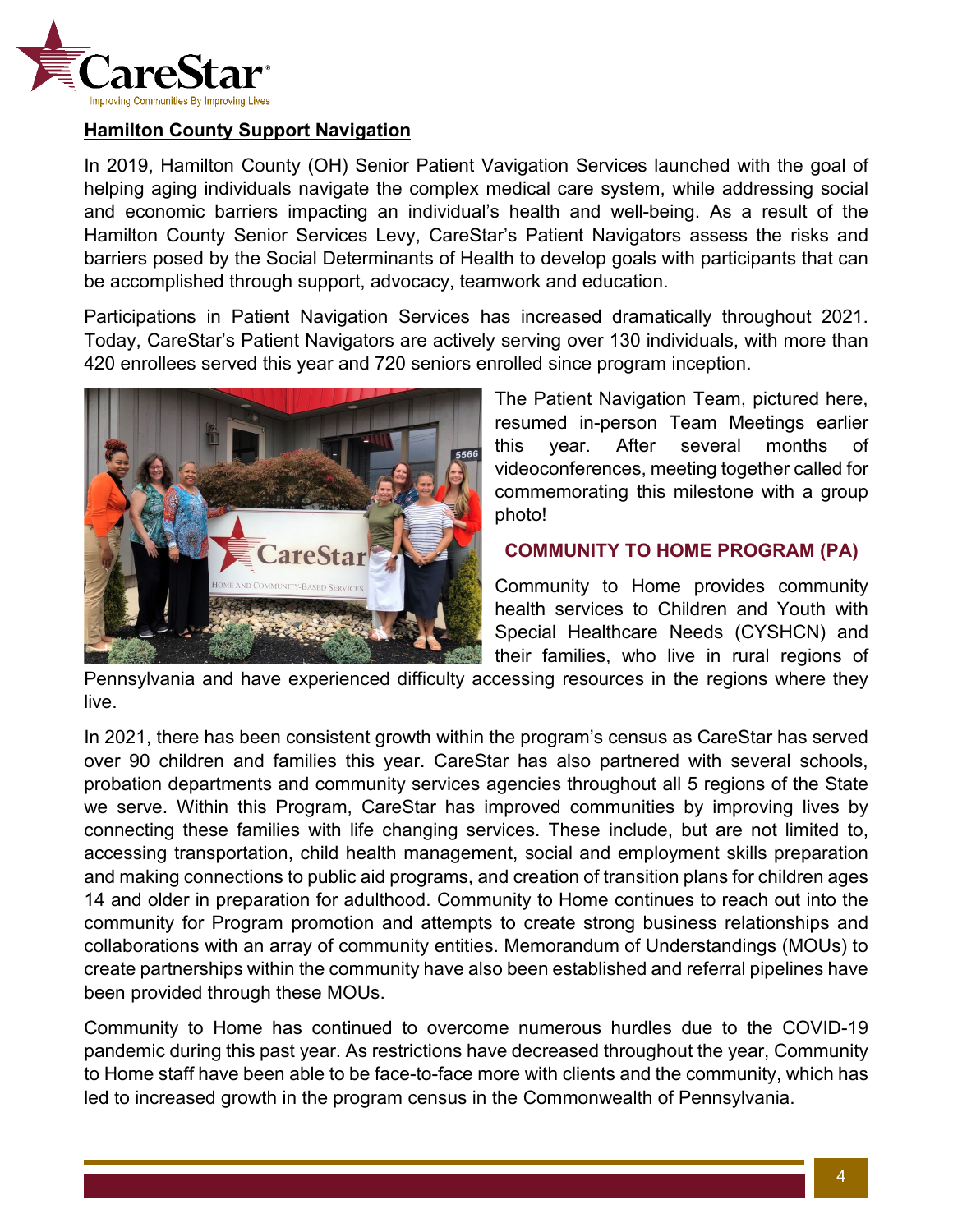## Hamilton County Support Navigation

In 2019, Hamilton County (OH) Senior Patient Vavigation Services launched with the goal of helping aging individuals navigate the complex medical care system, while addressing social and economic barriers impacting an individual's health and well-being. As a result of the Hamilton County Senior Services Levy, CareStar's Patient Navigators assess the risks and barriers posed by the Social Determinants of Health to develop goals with participants that can be accomplished through support, advocacy, teamwork and education.

Participations in Patient Navigation Services has increased dramatically throughout 2021. Today, CareStar's Patient Navigators are actively serving over 130 individuals, with more than 420 enrollees served this year and 720 seniors enrolled since program inception.

The Patient Navigation Team, pictured here, resumed in-person Team Meetings earlier this year. After several months of videoconferences, meeting together called for commemorating this milestone with a group photo!

## COMMUNITY TO HOME PROGRAM (PA)

Community to Home provides community health services to Children and Youth with Special Healthcare Needs (CYSHCN) and their families, who live in rural regions of Pennsylvania and have experienced difficulty accessing resources in the regions where they live.

In 2021, there has been consistent growth within the program's census as CareStar has served over 90 children and families this year. CareStar has also partnered with several schools, probation departments and community services agencies throughout all 5 regions of the State we serve. Within this Program, CareStar has improved communities by improving lives by connecting these families with life changing services. These include, but are not limited to, accessing transportation, child health management, social and employment skills preparation and making connections to public aid programs, and creation of transition plans for children ages 14 and older in preparation for adulthood. Community to Home continues to reach out into the community for Program promotion and attempts to create strong business relationships and collaborations with an array of community entities. Memorandum of Understandings (MOUs) to create partnerships within the community have also been established and referral pipelines have been provided through these MOUs.

Community to Home has continued to overcome numerous hurdles due to the COVID-19 pandemic during this past year. As restrictions have decreased throughout the year, Community to Home staff have been able to be face-to-face more with clients and the community, which has led to increased growth in the program census in the Commonwealth of Pennsylvania.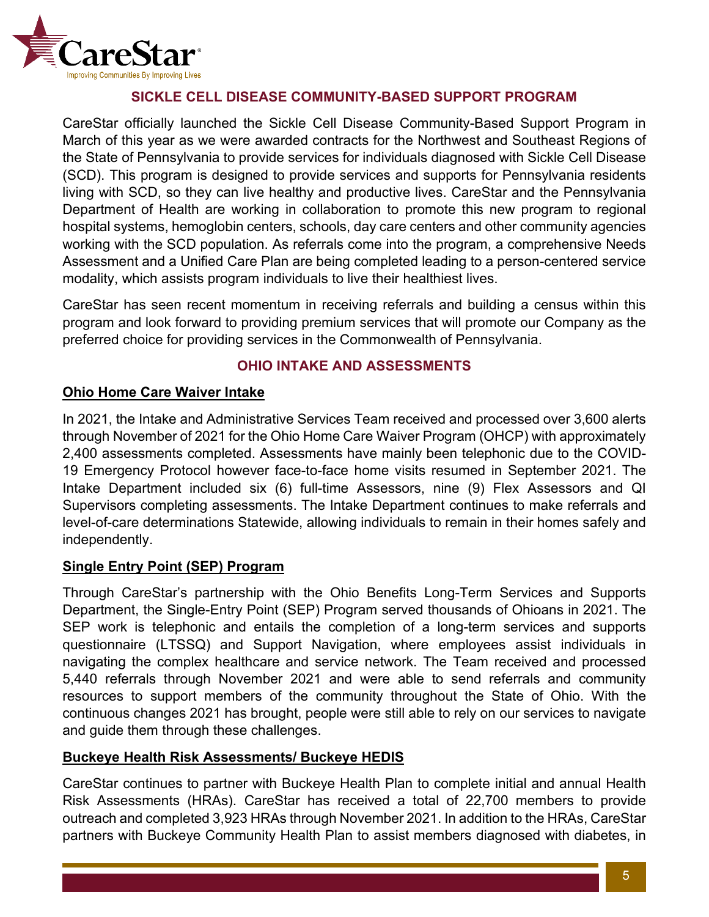## SICKLE CELL DISEASE COMMUNITY-BASED SUPPORT PROGRAM

CareStar officially launched the Sickle Cell Disease Community-Based Support Program in March of this year as we were awarded contracts for the Northwest and Southeast Regions of the State of Pennsylvania to provide services for individuals diagnosed with Sickle Cell Disease (SCD). This program is designed to provide services and supports for Pennsylvania residents living with SCD, so they can live healthy and productive lives. CareStar and the Pennsylvania Department of Health are working in collaboration to promote this new program to regional hospital systems, hemoglobin centers, schools, day care centers and other community agencies working with the SCD population. As referrals come into the program, a comprehensive Needs Assessment and a Unified Care Plan are being completed leading to a person-centered service modality, which assists program individuals to live their healthiest lives.

CareStar has seen recent momentum in receiving referrals and building a census within this program and look forward to providing premium services that will promote our Company as the preferred choice for providing services in the Commonwealth of Pennsylvania.

## OHIO INTAKE AND ASSESSMENTS

### Ohio Home Care Waiver Intake

In 2021, the Intake and Administrative Services Team received and processed over 3,600 alerts through November of 2021 for the Ohio Home Care Waiver Program (OHCP) with approximately 2,400 assessments completed. Assessments have mainly been telephonic due to the COVID-19 Emergency Protocol however face-to-face home visits resumed in September 2021. The Intake Department included six (6) full-time Assessors, nine (9) Flex Assessors and QI Supervisors completing assessments. The Intake Department continues to make referrals and level-of-care determinations Statewide, allowing individuals to remain in their homes safely and independently.

### Single Entry Point (SEP) Program

Through CareStar's partnership with the Ohio Benefits Long-Term Services and Supports Department, the Single-Entry Point (SEP) Program served thousands of Ohioans in 2021. The SEP work is telephonic and entails the completion of a long-term services and supports questionnaire (LTSSQ) and Support Navigation, where employees assist individuals in navigating the complex healthcare and service network. The Team received and processed 5,440 referrals through November 2021 and were able to send referrals and community resources to support members of the community throughout the State of Ohio. With the continuous changes 2021 has brought, people were still able to rely on our services to navigate and guide them through these challenges.

### Buckeye Health Risk Assessments/ Buckeye HEDIS

CareStar continues to partner with Buckeye Health Plan to complete initial and annual Health Risk Assessments (HRAs). CareStar has received a total of 22,700 members to provide outreach and completed 3,923 HRAs through November 2021. In addition to the HRAs, CareStar partners with Buckeye Community Health Plan to assist members diagnosed with diabetes, in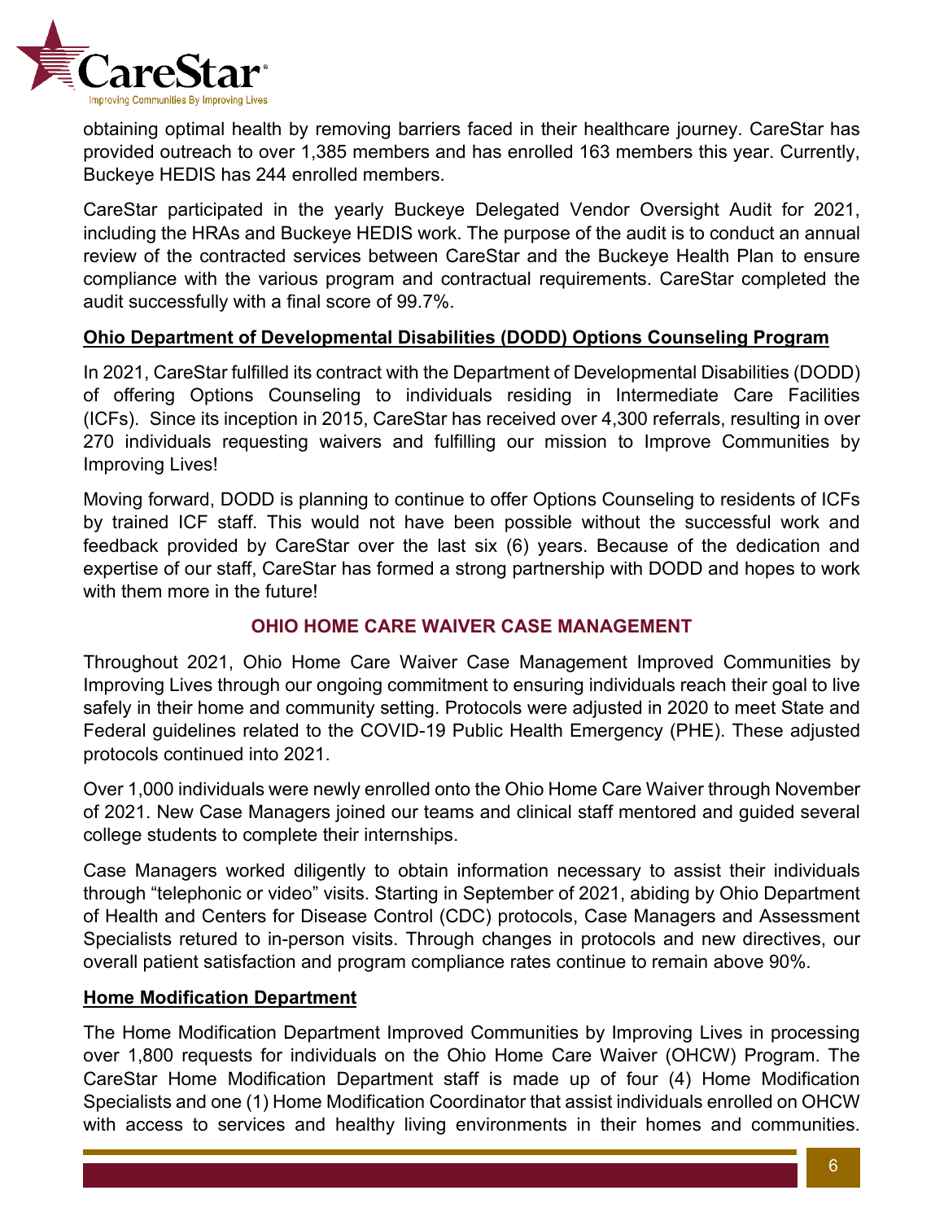obtaining optimal health by removing barriers faced in their healthcare journey. CareStar has provided outreach to over 1,385 members and has enrolled 163 members this year. Currently, Buckeye HEDIS has 244 enrolled members.

CareStar participated in the yearly Buckeye Delegated Vendor Oversight Audit for 2021, including the HRAs and Buckeye HEDIS work. The purpose of the audit is to conduct an annual review of the contracted services between CareStar and the Buckeye Health Plan to ensure compliance with the various program and contractual requirements. CareStar completed the audit successfully with a final score of 99.7%.

### Ohio Department of Developmental Disabilities (DODD) Options Counseling Program

In 2021, CareStar fulfilled its contract with the Department of Developmental Disabilities (DODD) of offering Options Counseling to individuals residing in Intermediate Care Facilities (ICFs). Since its inception in 2015, CareStar has received over 4,300 referrals, resulting in over 270 individuals requesting waivers and fulfilling our mission to Improve Communities by Improving Lives!

Moving forward, DODD is planning to continue to offer Options Counseling to residents of ICFs by trained ICF staff. This would not have been possible without the successful work and feedback provided by CareStar over the last six (6) years. Because of the dedication and expertise of our staff, CareStar has formed a strong partnership with DODD and hopes to work with them more in the future!

## OHIO HOME CARE WAIVER CASE MANAGEMENT

Throughout 2021, Ohio Home Care Waiver Case Management Improved Communities by Improving Lives through our ongoing commitment to ensuring individuals reach their goal to live safely in their home and community setting. Protocols were adjusted in 2020 to meet State and Federal guidelines related to the COVID-19 Public Health Emergency (PHE). These adjusted protocols continued into 2021.

Over 1,000 individuals were newly enrolled onto the Ohio Home Care Waiver through November of 2021. New Case Managers joined our teams and clinical staff mentored and guided several college students to complete their internships.

Case Managers worked diligently to obtain information necessary to assist their individuals through "telephonic or video" visits. Starting in September of 2021, abiding by Ohio Department of Health and Centers for Disease Control (CDC) protocols, Case Managers and Assessment Specialists retured to in-person visits. Through changes in protocols and new directives, our overall patient satisfaction and program compliance rates continue to remain above 90%.

### Home Modification Department

The Home Modification Department Improved Communities by Improving Lives in processing over 1,800 requests for individuals on the Ohio Home Care Waiver (OHCW) Program. The CareStar Home Modification Department staff is made up of four (4) Home Modification Specialists and one (1) Home Modification Coordinator that assist individuals enrolled on OHCW with access to services and healthy living environments in their homes and communities.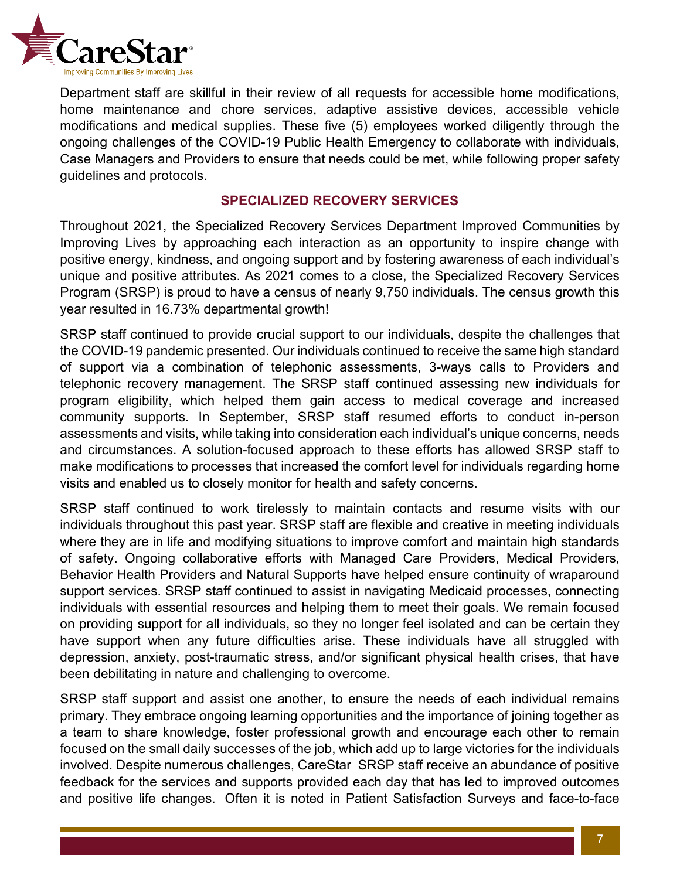Department staff are skillful in their review of all requests for accessible home modifications, home maintenance and chore services, adaptive assistive devices, accessible vehicle modifications and medical supplies. These five (5) employees worked diligently through the ongoing challenges of the COVID-19 Public Health Emergency to collaborate with individuals, Case Managers and Providers to ensure that needs could be met, while following proper safety guidelines and protocols.

## SPECIALIZED RECOVERY SERVICES

Throughout 2021, the Specialized Recovery Services Department Improved Communities by Improving Lives by approaching each interaction as an opportunity to inspire change with positive energy, kindness, and ongoing support and by fostering awareness of each individual's unique and positive attributes. As 2021 comes to a close, the Specialized Recovery Services Program (SRSP) is proud to have a census of nearly 9,750 individuals. The census growth this year resulted in 16.73% departmental growth!

SRSP staff continued to provide crucial support to our individuals, despite the challenges that the COVID-19 pandemic presented. Our individuals continued to receive the same high standard of support via a combination of telephonic assessments, 3-ways calls to Providers and telephonic recovery management. The SRSP staff continued assessing new individuals for program eligibility, which helped them gain access to medical coverage and increased community supports. In September, SRSP staff resumed efforts to conduct in-person assessments and visits, while taking into consideration each individual's unique concerns, needs and circumstances. A solution-focused approach to these efforts has allowed SRSP staff to make modifications to processes that increased the comfort level for individuals regarding home visits and enabled us to closely monitor for health and safety concerns.

SRSP staff continued to work tirelessly to maintain contacts and resume visits with our individuals throughout this past year. SRSP staff are flexible and creative in meeting individuals where they are in life and modifying situations to improve comfort and maintain high standards of safety. Ongoing collaborative efforts with Managed Care Providers, Medical Providers, Behavior Health Providers and Natural Supports have helped ensure continuity of wraparound support services. SRSP staff continued to assist in navigating Medicaid processes, connecting individuals with essential resources and helping them to meet their goals. We remain focused on providing support for all individuals, so they no longer feel isolated and can be certain they have support when any future difficulties arise. These individuals have all struggled with depression, anxiety, post-traumatic stress, and/or significant physical health crises, that have been debilitating in nature and challenging to overcome.

SRSP staff support and assist one another, to ensure the needs of each individual remains primary. They embrace ongoing learning opportunities and the importance of joining together as a team to share knowledge, foster professional growth and encourage each other to remain focused on the small daily successes of the job, which add up to large victories for the individuals involved. Despite numerous challenges, CareStar SRSP staff receive an abundance of positive feedback for the services and supports provided each day that has led to improved outcomes and positive life changes. Often it is noted in Patient Satisfaction Surveys and face-to-face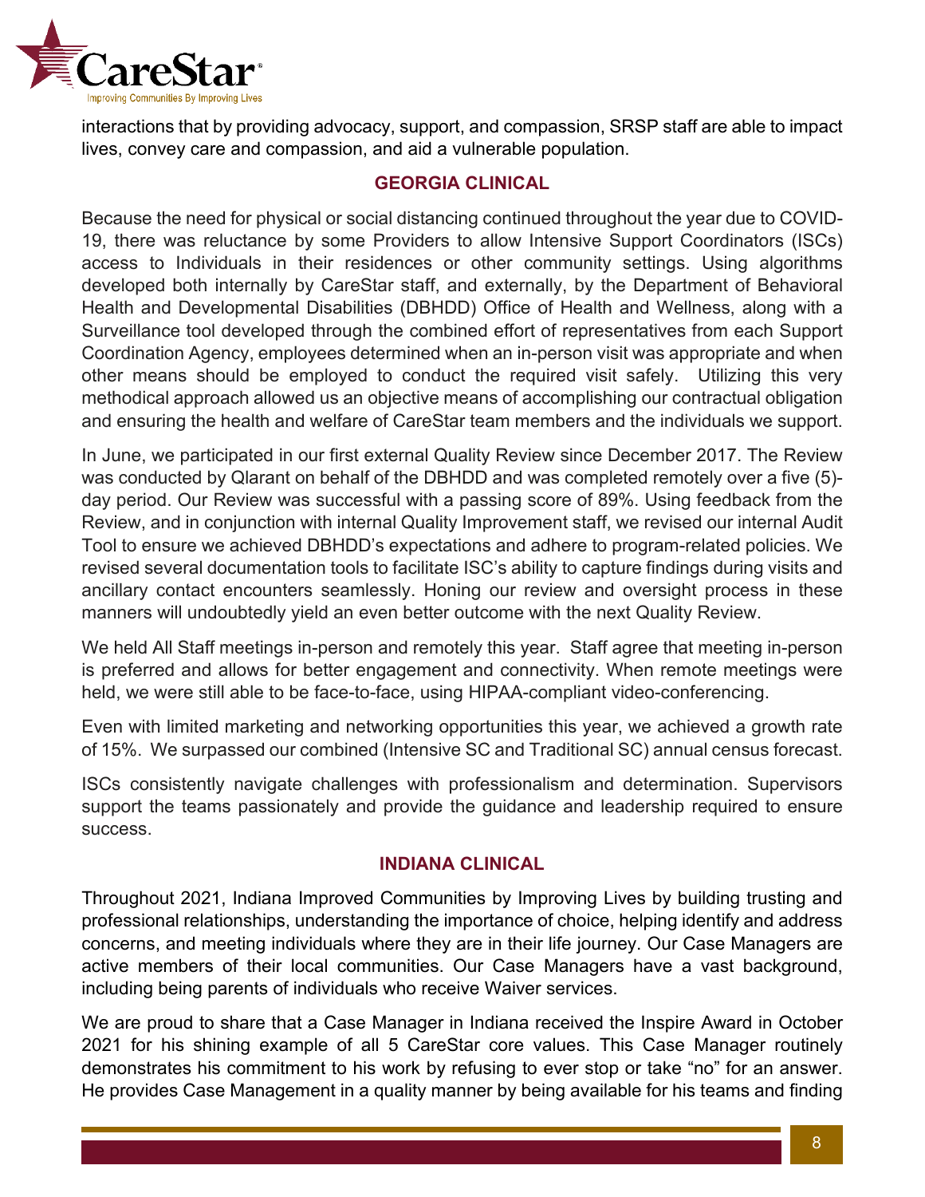interactions that by providing advocacy, support, and compassion, SRSP staff are able to impact lives, convey care and compassion, and aid a vulnerable population.

## GEORGIA CLINICAL

Because the need for physical or social distancing continued throughout the year due to COVID-19, there was reluctance by some Providers to allow Intensive Support Coordinators (ISCs) access to Individuals in their residences or other community settings. Using algorithms developed both internally by CareStar staff, and externally, by the Department of Behavioral Health and Developmental Disabilities (DBHDD) Office of Health and Wellness, along with a Surveillance tool developed through the combined effort of representatives from each Support Coordination Agency, employees determined when an in-person visit was appropriate and when other means should be employed to conduct the required visit safely. Utilizing this very methodical approach allowed us an objective means of accomplishing our contractual obligation and ensuring the health and welfare of CareStar team members and the individuals we support.

In June, we participated in our first external Quality Review since December 2017. The Review was conducted by Qlarant on behalf of the DBHDD and was completed remotely over a five (5)-day period. Our Review was successful with a passing score of 89%. Using feedback from the Review, and in conjunction with internal Quality Improvement staff, we revised our internal Audit Tool to ensure we achieved DBHDD's expectations and adhere to program-related policies. We revised several documentation tools to facilitate ISC's ability to capture findings during visits and ancillary contact encounters seamlessly. Honing our review and oversight process in these manners will undoubtedly yield an even better outcome with the next Quality Review.

We held All Staff meetings in-person and remotely this year. Staff agree that meeting in-person is preferred and allows for better engagement and connectivity. When remote meetings were held, we were still able to be face-to-face, using HIPAA-compliant video-conferencing.

Even with limited marketing and networking opportunities this year, we achieved a growth rate of 15%. We surpassed our combined (Intensive SC and Traditional SC) annual census forecast.

ISCs consistently navigate challenges with professionalism and determination. Supervisors support the teams passionately and provide the guidance and leadership required to ensure success.

## INDIANA CLINICAL

Throughout 2021, Indiana Improved Communities by Improving Lives by building trusting and professional relationships, understanding the importance of choice, helping identify and address concerns, and meeting individuals where they are in their life journey. Our Case Managers are active members of their local communities. Our Case Managers have a vast background, including being parents of individuals who receive Waiver services.

We are proud to share that a Case Manager in Indiana received the Inspire Award in October 2021 for his shining example of all 5 CareStar core values. This Case Manager routinely demonstrates his commitment to his work by refusing to ever stop or take "no" for an answer. He provides Case Management in a quality manner by being available for his teams and finding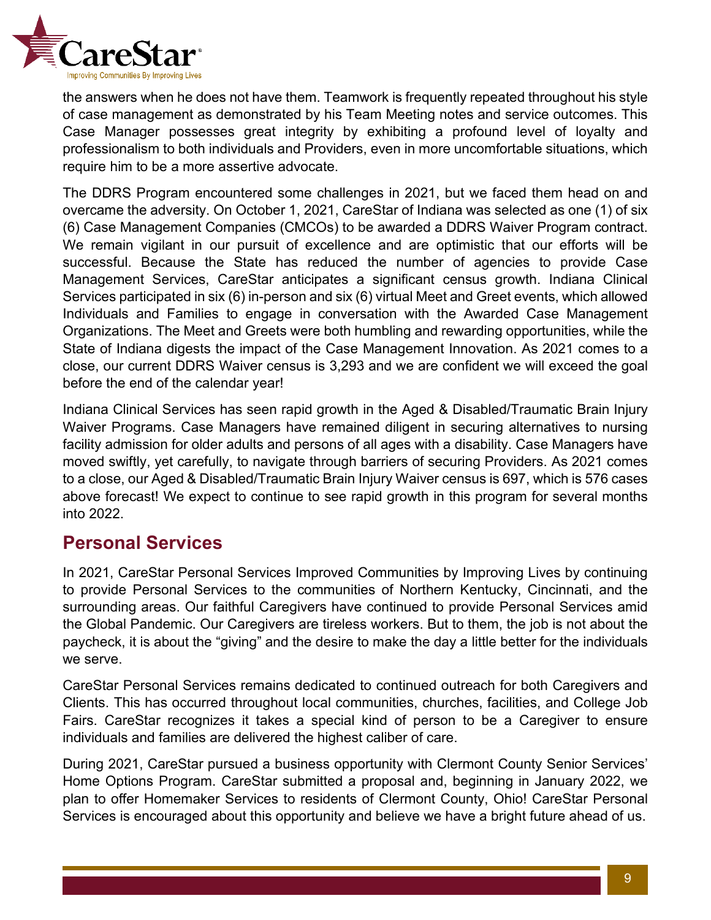the answers when he does not have them. Teamwork is frequently repeated throughout his style of case management as demonstrated by his Team Meeting notes and service outcomes. This Case Manager possesses great integrity by exhibiting a profound level of loyalty and professionalism to both individuals and Providers, even in more uncomfortable situations, which require him to be a more assertive advocate.

The DDRS Program encountered some challenges in 2021, but we faced them head on and overcame the adversity. On October 1, 2021, CareStar of Indiana was selected as one (1) of six (6) Case Management Companies (CMCOs) to be awarded a DDRS Waiver Program contract. We remain vigilant in our pursuit of excellence and are optimistic that our efforts will be successful. Because the State has reduced the number of agencies to provide Case Management Services, CareStar anticipates a significant census growth. Indiana Clinical Services participated in six (6) in-person and six (6) virtual Meet and Greet events, which allowed Individuals and Families to engage in conversation with the Awarded Case Management Organizations. The Meet and Greets were both humbling and rewarding opportunities, while the State of Indiana digests the impact of the Case Management Innovation. As 2021 comes to a close, our current DDRS Waiver census is 3,293 and we are confident we will exceed the goal before the end of the calendar year!

Indiana Clinical Services has seen rapid growth in the Aged & Disabled/Traumatic Brain Injury Waiver Programs. Case Managers have remained diligent in securing alternatives to nursing facility admission for older adults and persons of all ages with a disability. Case Managers have moved swiftly, yet carefully, to navigate through barriers of securing Providers. As 2021 comes to a close, our Aged & Disabled/Traumatic Brain Injury Waiver census is 697, which is 576 cases above forecast! We expect to continue to see rapid growth in this program for several months into 2022.

## Personal Services

In 2021, CareStar Personal Services Improved Communities by Improving Lives by continuing to provide Personal Services to the communities of Northern Kentucky, Cincinnati, and the surrounding areas. Our faithful Caregivers have continued to provide Personal Services amid the Global Pandemic. Our Caregivers are tireless workers. But to them, the job is not about the paycheck, it is about the "giving" and the desire to make the day a little better for the individuals we serve.

CareStar Personal Services remains dedicated to continued outreach for both Caregivers and Clients. This has occurred throughout local communities, churches, facilities, and College Job Fairs. CareStar recognizes it takes a special kind of person to be a Caregiver to ensure individuals and families are delivered the highest caliber of care.

During 2021, CareStar pursued a business opportunity with Clermont County Senior Services' Home Options Program. CareStar submitted a proposal and, beginning in January 2022, we plan to offer Homemaker Services to residents of Clermont County, Ohio! CareStar Personal Services is encouraged about this opportunity and believe we have a bright future ahead of us.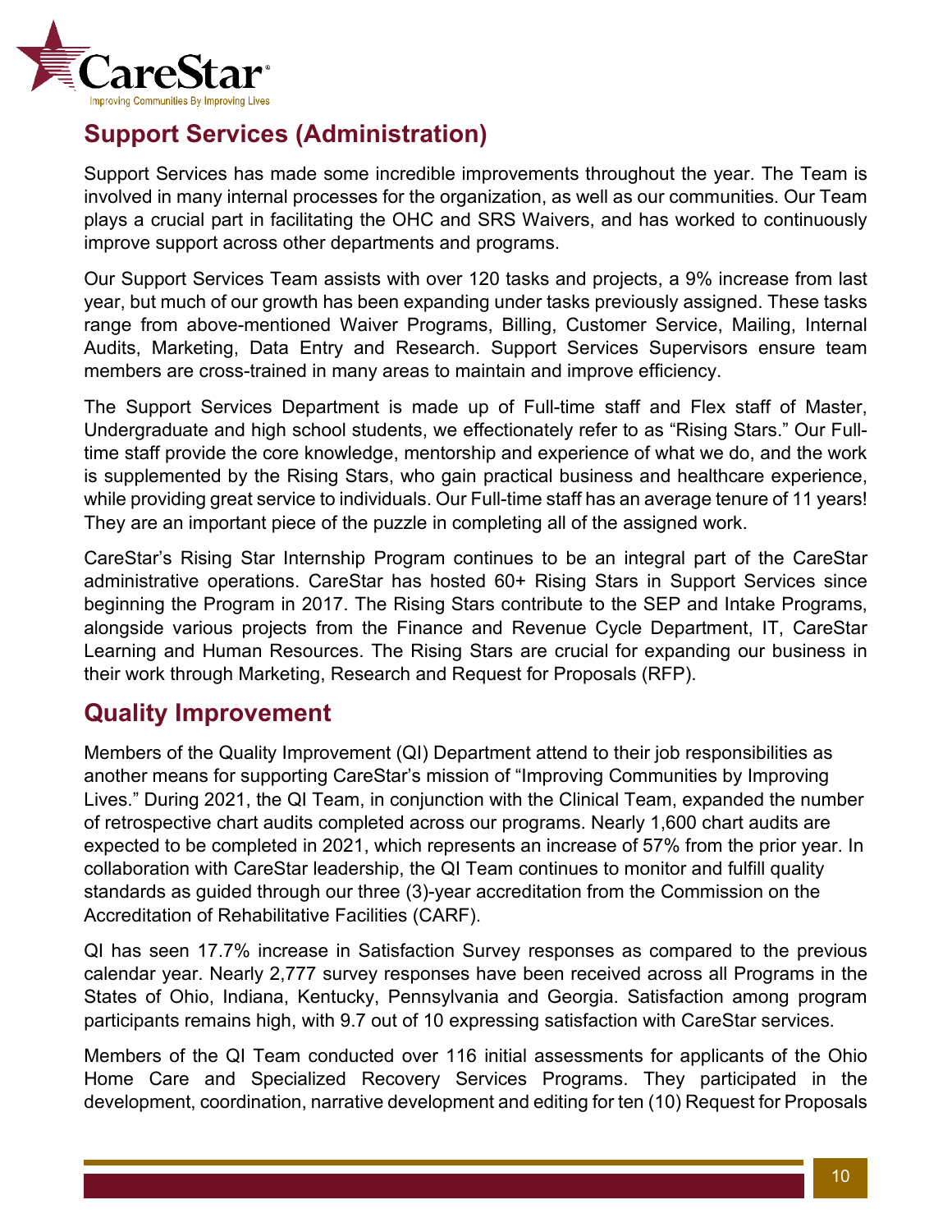## Support Services (Administration)

Support Services has made some incredible improvements throughout the year. The Team is involved in many internal processes for the organization, as well as our communities. Our Team plays a crucial part in facilitating the OHC and SRS Waivers, and has worked to continuously improve support across other departments and programs.

Our Support Services Team assists with over 120 tasks and projects, a 9% increase from last year, but much of our growth has been expanding under tasks previously assigned. These tasks range from above-mentioned Waiver Programs, Billing, Customer Service, Mailing, Internal Audits, Marketing, Data Entry and Research. Support Services Supervisors ensure team members are cross-trained in many areas to maintain and improve efficiency.

The Support Services Department is made up of Full-time staff and Flex staff of Master, Undergraduate and high school students, we effectionately refer to as "Rising Stars." Our Full-time staff provide the core knowledge, mentorship and experience of what we do, and the work is supplemented by the Rising Stars, who gain practical business and healthcare experience, while providing great service to individuals. Our Full-time staff has an average tenure of 11 years! They are an important piece of the puzzle in completing all of the assigned work.

CareStar's Rising Star Internship Program continues to be an integral part of the CareStar administrative operations. CareStar has hosted 60+ Rising Stars in Support Services since beginning the Program in 2017. The Rising Stars contribute to the SEP and Intake Programs, alongside various projects from the Finance and Revenue Cycle Department, IT, CareStar Learning and Human Resources. The Rising Stars are crucial for expanding our business in their work through Marketing, Research and Request for Proposals (RFP).

## Quality Improvement

Members of the Quality Improvement (QI) Department attend to their job responsibilities as another means for supporting CareStar's mission of "Improving Communities by Improving Lives." During 2021, the QI Team, in conjunction with the Clinical Team, expanded the number of retrospective chart audits completed across our programs. Nearly 1,600 chart audits are expected to be completed in 2021, which represents an increase of 57% from the prior year. In collaboration with CareStar leadership, the QI Team continues to monitor and fulfill quality standards as guided through our three (3)-year accreditation from the Commission on the Accreditation of Rehabilitative Facilities (CARF).

QI has seen 17.7% increase in Satisfaction Survey responses as compared to the previous calendar year. Nearly 2,777 survey responses have been received across all Programs in the States of Ohio, Indiana, Kentucky, Pennsylvania and Georgia. Satisfaction among program participants remains high, with 9.7 out of 10 expressing satisfaction with CareStar services.

Members of the QI Team conducted over 116 initial assessments for applicants of the Ohio Home Care and Specialized Recovery Services Programs. They participated in the development, coordination, narrative development and editing for ten (10) Request for Proposals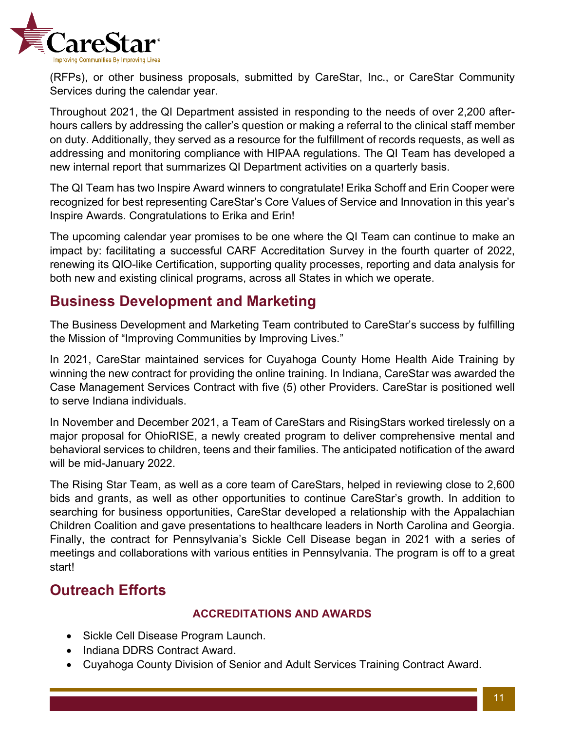(RFPs), or other business proposals, submitted by CareStar, Inc., or CareStar Community Services during the calendar year.

Throughout 2021, the QI Department assisted in responding to the needs of over 2,200 after-hours callers by addressing the caller's question or making a referral to the clinical staff member on duty. Additionally, they served as a resource for the fulfillment of records requests, as well as addressing and monitoring compliance with HIPAA regulations. The QI Team has developed a new internal report that summarizes QI Department activities on a quarterly basis.

The QI Team has two Inspire Award winners to congratulate! Erika Schoff and Erin Cooper were recognized for best representing CareStar's Core Values of Service and Innovation in this year's Inspire Awards. Congratulations to Erika and Erin!

The upcoming calendar year promises to be one where the QI Team can continue to make an impact by: facilitating a successful CARF Accreditation Survey in the fourth quarter of 2022, renewing its QIO-like Certification, supporting quality processes, reporting and data analysis for both new and existing clinical programs, across all States in which we operate.

## Business Development and Marketing

The Business Development and Marketing Team contributed to CareStar's success by fulfilling the Mission of "Improving Communities by Improving Lives."

In 2021, CareStar maintained services for Cuyahoga County Home Health Aide Training by winning the new contract for providing the online training. In Indiana, CareStar was awarded the Case Management Services Contract with five (5) other Providers. CareStar is positioned well to serve Indiana individuals.

In November and December 2021, a Team of CareStars and RisingStars worked tirelessly on a major proposal for OhioRISE, a newly created program to deliver comprehensive mental and behavioral services to children, teens and their families. The anticipated notification of the award will be mid-January 2022.

The Rising Star Team, as well as a core team of CareStars, helped in reviewing close to 2,600 bids and grants, as well as other opportunities to continue CareStar's growth. In addition to searching for business opportunities, CareStar developed a relationship with the Appalachian Children Coalition and gave presentations to healthcare leaders in North Carolina and Georgia. Finally, the contract for Pennsylvania's Sickle Cell Disease began in 2021 with a series of meetings and collaborations with various entities in Pennsylvania. The program is off to a great start!

## Outreach Efforts

### ACCREDITATIONS AND AWARDS

- Sickle Cell Disease Program Launch.
- Indiana DDRS Contract Award.
- Cuyahoga County Division of Senior and Adult Services Training Contract Award.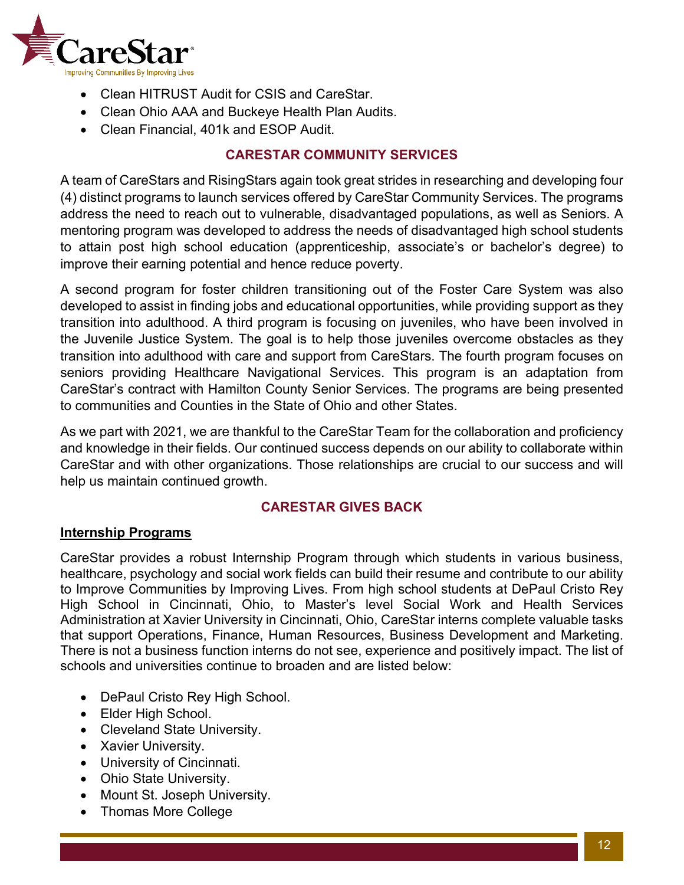- Clean HITRUST Audit for CSIS and CareStar.
- Clean Ohio AAA and Buckeye Health Plan Audits.
- Clean Financial, 401k and ESOP Audit.

## CARESTAR COMMUNITY SERVICES

A team of CareStars and RisingStars again took great strides in researching and developing four (4) distinct programs to launch services offered by CareStar Community Services. The programs address the need to reach out to vulnerable, disadvantaged populations, as well as Seniors. A mentoring program was developed to address the needs of disadvantaged high school students to attain post high school education (apprenticeship, associate's or bachelor's degree) to improve their earning potential and hence reduce poverty.

A second program for foster children transitioning out of the Foster Care System was also developed to assist in finding jobs and educational opportunities, while providing support as they transition into adulthood. A third program is focusing on juveniles, who have been involved in the Juvenile Justice System. The goal is to help those juveniles overcome obstacles as they transition into adulthood with care and support from CareStars. The fourth program focuses on seniors providing Healthcare Navigational Services. This program is an adaptation from CareStar's contract with Hamilton County Senior Services. The programs are being presented to communities and Counties in the State of Ohio and other States.

As we part with 2021, we are thankful to the CareStar Team for the collaboration and proficiency and knowledge in their fields. Our continued success depends on our ability to collaborate within CareStar and with other organizations. Those relationships are crucial to our success and will help us maintain continued growth.

## CARESTAR GIVES BACK

### Internship Programs

CareStar provides a robust Internship Program through which students in various business, healthcare, psychology and social work fields can build their resume and contribute to our ability to Improve Communities by Improving Lives. From high school students at DePaul Cristo Rey High School in Cincinnati, Ohio, to Master's level Social Work and Health Services Administration at Xavier University in Cincinnati, Ohio, CareStar interns complete valuable tasks that support Operations, Finance, Human Resources, Business Development and Marketing. There is not a business function interns do not see, experience and positively impact. The list of schools and universities continue to broaden and are listed below:

- DePaul Cristo Rey High School.
- Elder High School.
- Cleveland State University.
- Xavier University.
- University of Cincinnati.
- Ohio State University.
- Mount St. Joseph University.
- Thomas More College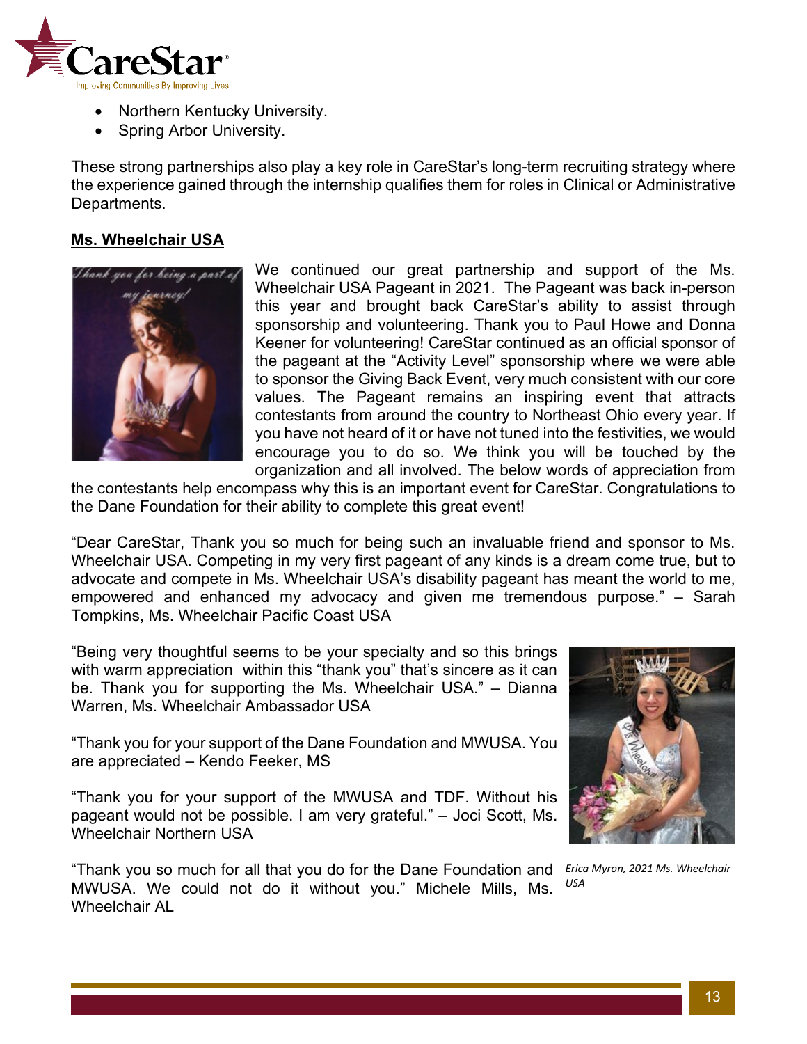- Northern Kentucky University.
- Spring Arbor University.

These strong partnerships also play a key role in CareStar's long-term recruiting strategy where the experience gained through the internship qualifies them for roles in Clinical or Administrative Departments.

**Ms. Wheelchair USA**

We continued our great partnership and support of the Ms. Wheelchair USA Pageant in 2021. The Pageant was back in-person this year and brought back CareStar's ability to assist through sponsorship and volunteering. Thank you to Paul Howe and Donna Keener for volunteering! CareStar continued as an official sponsor of the pageant at the "Activity Level" sponsorship where we were able to sponsor the Giving Back Event, very much consistent with our core values. The Pageant remains an inspiring event that attracts contestants from around the country to Northeast Ohio every year. If you have not heard of it or have not tuned into the festivities, we would encourage you to do so. We think you will be touched by the organization and all involved. The below words of appreciation from the contestants help encompass why this is an important event for CareStar. Congratulations to the Dane Foundation for their ability to complete this great event!

"Dear CareStar, Thank you so much for being such an invaluable friend and sponsor to Ms. Wheelchair USA. Competing in my very first pageant of any kinds is a dream come true, but to advocate and compete in Ms. Wheelchair USA's disability pageant has meant the world to me, empowered and enhanced my advocacy and given me tremendous purpose." – Sarah Tompkins, Ms. Wheelchair Pacific Coast USA

"Being very thoughtful seems to be your specialty and so this brings with warm appreciation within this "thank you" that's sincere as it can be. Thank you for supporting the Ms. Wheelchair USA." – Dianna Warren, Ms. Wheelchair Ambassador USA

"Thank you for your support of the Dane Foundation and MWUSA. You are appreciated – Kendo Feeker, MS

"Thank you for your support of the MWUSA and TDF. Without his pageant would not be possible. I am very grateful." – Joci Scott, Ms. Wheelchair Northern USA

"Thank you so much for all that you do for the Dane Foundation and MWUSA. We could not do it without you." Michele Mills, Ms. Wheelchair AL

*Erica Myron, 2021 Ms. Wheelchair USA*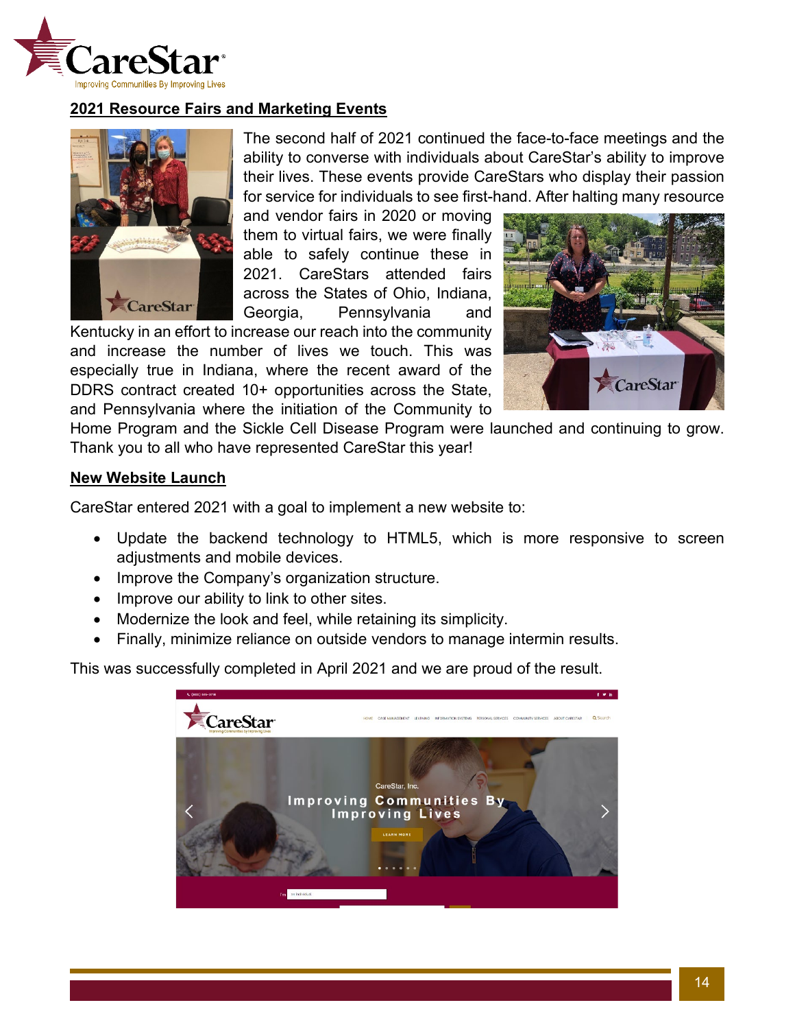## 2021 Resource Fairs and Marketing Events

The second half of 2021 continued the face-to-face meetings and the ability to converse with individuals about CareStar's ability to improve their lives. These events provide CareStars who display their passion for service for individuals to see first-hand. After halting many resource and vendor fairs in 2020 or moving them to virtual fairs, we were finally able to safely continue these in 2021. CareStars attended fairs across the States of Ohio, Indiana, Georgia, Pennsylvania and Kentucky in an effort to increase our reach into the community and increase the number of lives we touch. This was especially true in Indiana, where the recent award of the DDRS contract created 10+ opportunities across the State, and Pennsylvania where the initiation of the Community to Home Program and the Sickle Cell Disease Program were launched and continuing to grow. Thank you to all who have represented CareStar this year!

## New Website Launch

CareStar entered 2021 with a goal to implement a new website to:

- Update the backend technology to HTML5, which is more responsive to screen adjustments and mobile devices.
- Improve the Company's organization structure.
- Improve our ability to link to other sites.
- Modernize the look and feel, while retaining its simplicity.
- Finally, minimize reliance on outside vendors to manage intermin results.

This was successfully completed in April 2021 and we are proud of the result.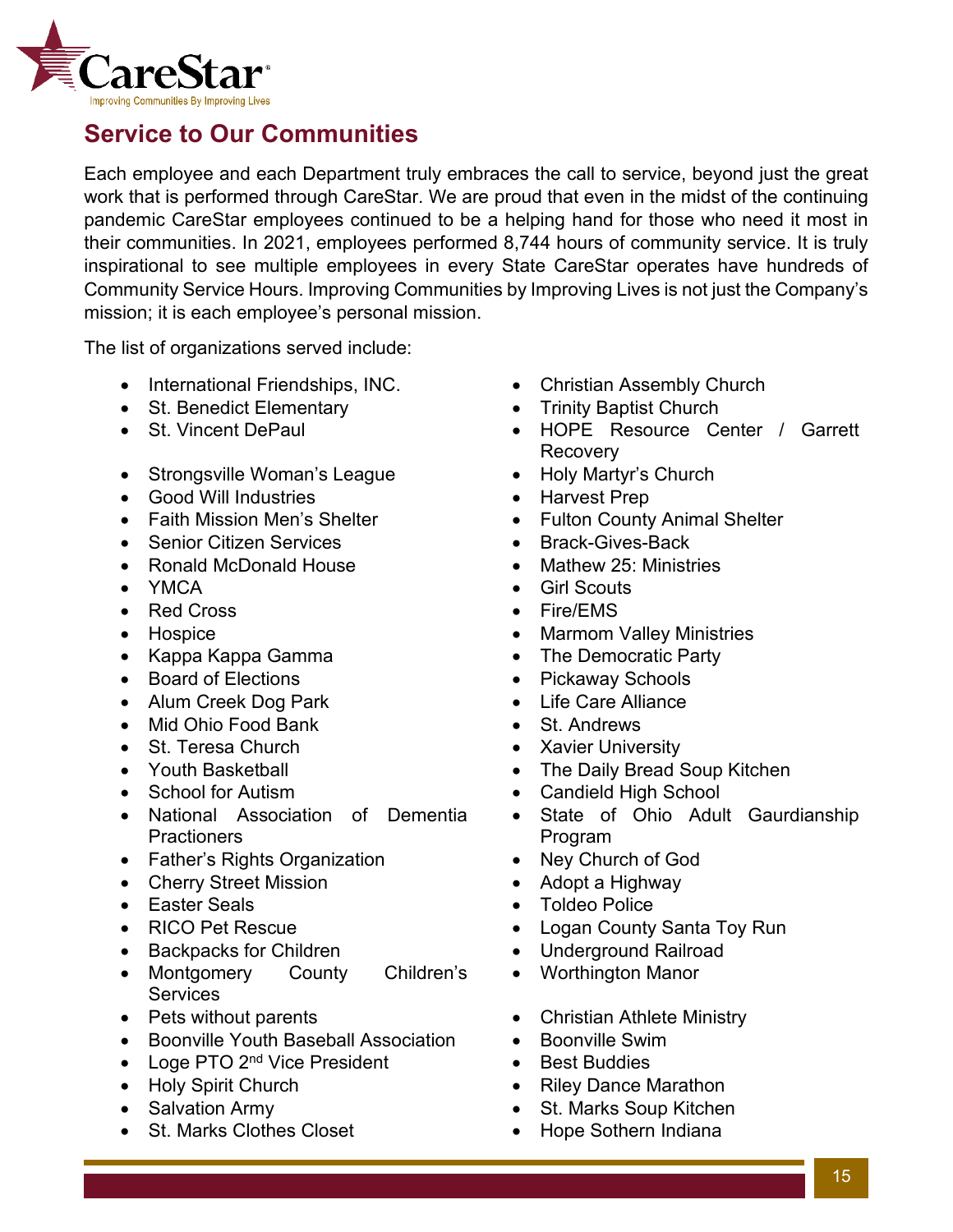## Service to Our Communities

Each employee and each Department truly embraces the call to service, beyond just the great work that is performed through CareStar. We are proud that even in the midst of the continuing pandemic CareStar employees continued to be a helping hand for those who need it most in their communities. In 2021, employees performed 8,744 hours of community service. It is truly inspirational to see multiple employees in every State CareStar operates have hundreds of Community Service Hours. Improving Communities by Improving Lives is not just the Company's mission; it is each employee's personal mission.

The list of organizations served include:

- International Friendships, INC.
- St. Benedict Elementary
- St. Vincent DePaul
- Strongsville Woman's League
- Good Will Industries
- Faith Mission Men's Shelter
- Senior Citizen Services
- Ronald McDonald House
- YMCA
- Red Cross
- Hospice
- Kappa Kappa Gamma
- Board of Elections
- Alum Creek Dog Park
- Mid Ohio Food Bank
- St. Teresa Church
- Youth Basketball
- School for Autism
- National Association of Dementia Practioners
- Father's Rights Organization
- Cherry Street Mission
- Easter Seals
- RICO Pet Rescue
- Backpacks for Children
- Montgomery County Children's Services
- Pets without parents
- Boonville Youth Baseball Association
- Loge PTO 2nd Vice President
- Holy Spirit Church
- Salvation Army
- St. Marks Clothes Closet
- Christian Assembly Church
- Trinity Baptist Church
- HOPE Resource Center / Garrett Recovery
- Holy Martyr's Church
- Harvest Prep
- Fulton County Animal Shelter
- Brack-Gives-Back
- Mathew 25: Ministries
- Girl Scouts
- Fire/EMS
- Marmom Valley Ministries
- The Democratic Party
- Pickaway Schools
- Life Care Alliance
- St. Andrews
- Xavier University
- The Daily Bread Soup Kitchen
- Candield High School
- State of Ohio Adult Gaurdianship Program
- Ney Church of God
- Adopt a Highway
- Toldeo Police
- Logan County Santa Toy Run
- Underground Railroad
- Worthington Manor
- Christian Athlete Ministry
- Boonville Swim
- Best Buddies
- Riley Dance Marathon
- St. Marks Soup Kitchen
- Hope Sothern Indiana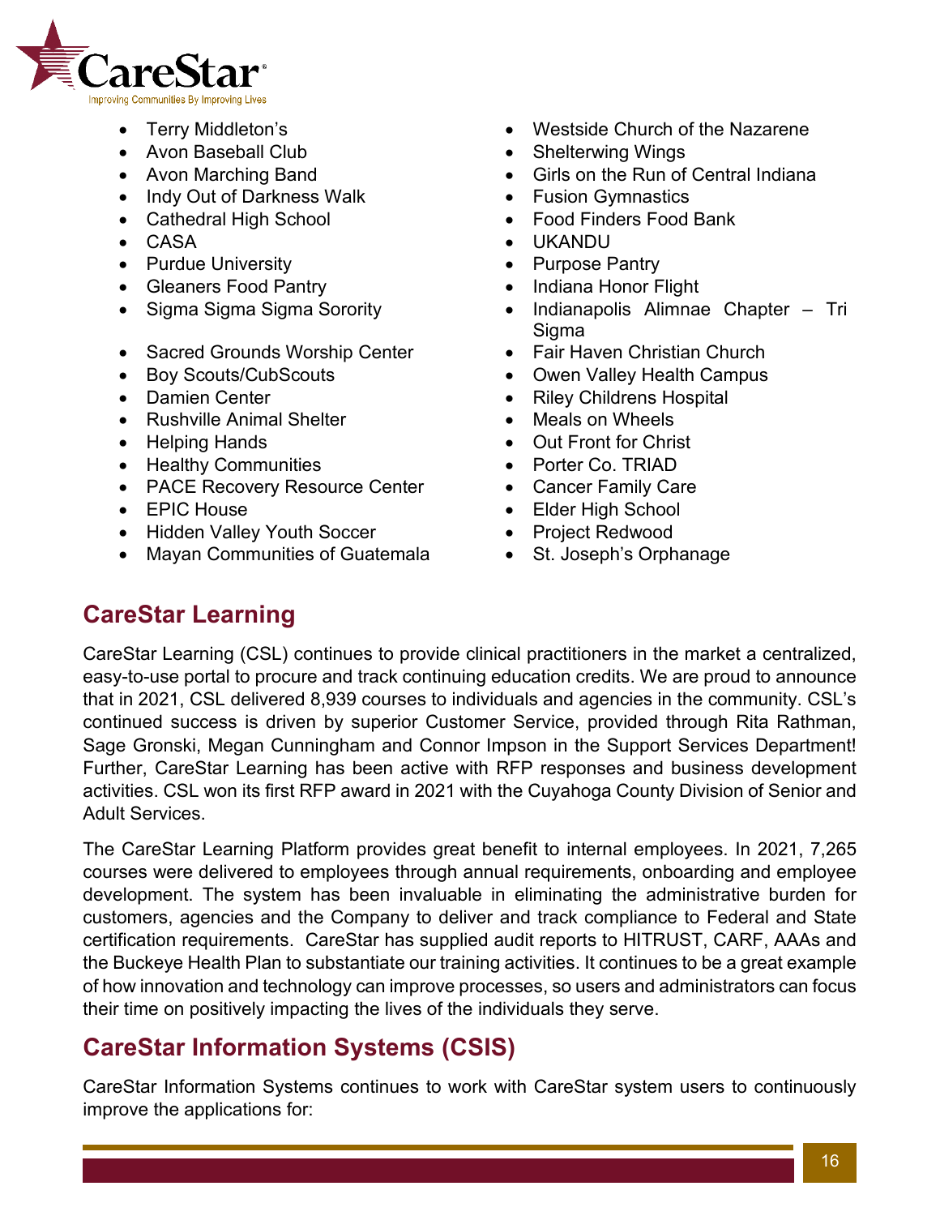- Terry Middleton's
- Avon Baseball Club
- Avon Marching Band
- Indy Out of Darkness Walk
- Cathedral High School
- CASA
- Purdue University
- Gleaners Food Pantry
- Sigma Sigma Sigma Sorority
- Sacred Grounds Worship Center
- Boy Scouts/CubScouts
- Damien Center
- Rushville Animal Shelter
- Helping Hands
- Healthy Communities
- PACE Recovery Resource Center
- EPIC House
- Hidden Valley Youth Soccer
- Mayan Communities of Guatemala
- Westside Church of the Nazarene
- Shelterwing Wings
- Girls on the Run of Central Indiana
- Fusion Gymnastics
- Food Finders Food Bank
- UKANDU
- Purpose Pantry
- Indiana Honor Flight
- Indianapolis Alimnae Chapter – Tri Sigma
- Fair Haven Christian Church
- Owen Valley Health Campus
- Riley Childrens Hospital
- Meals on Wheels
- Out Front for Christ
- Porter Co. TRIAD
- Cancer Family Care
- Elder High School
- Project Redwood
- St. Joseph's Orphanage

## CareStar Learning

CareStar Learning (CSL) continues to provide clinical practitioners in the market a centralized, easy-to-use portal to procure and track continuing education credits. We are proud to announce that in 2021, CSL delivered 8,939 courses to individuals and agencies in the community. CSL's continued success is driven by superior Customer Service, provided through Rita Rathman, Sage Gronski, Megan Cunningham and Connor Impson in the Support Services Department! Further, CareStar Learning has been active with RFP responses and business development activities. CSL won its first RFP award in 2021 with the Cuyahoga County Division of Senior and Adult Services.

The CareStar Learning Platform provides great benefit to internal employees. In 2021, 7,265 courses were delivered to employees through annual requirements, onboarding and employee development. The system has been invaluable in eliminating the administrative burden for customers, agencies and the Company to deliver and track compliance to Federal and State certification requirements. CareStar has supplied audit reports to HITRUST, CARF, AAAs and the Buckeye Health Plan to substantiate our training activities. It continues to be a great example of how innovation and technology can improve processes, so users and administrators can focus their time on positively impacting the lives of the individuals they serve.

## CareStar Information Systems (CSIS)

CareStar Information Systems continues to work with CareStar system users to continuously improve the applications for: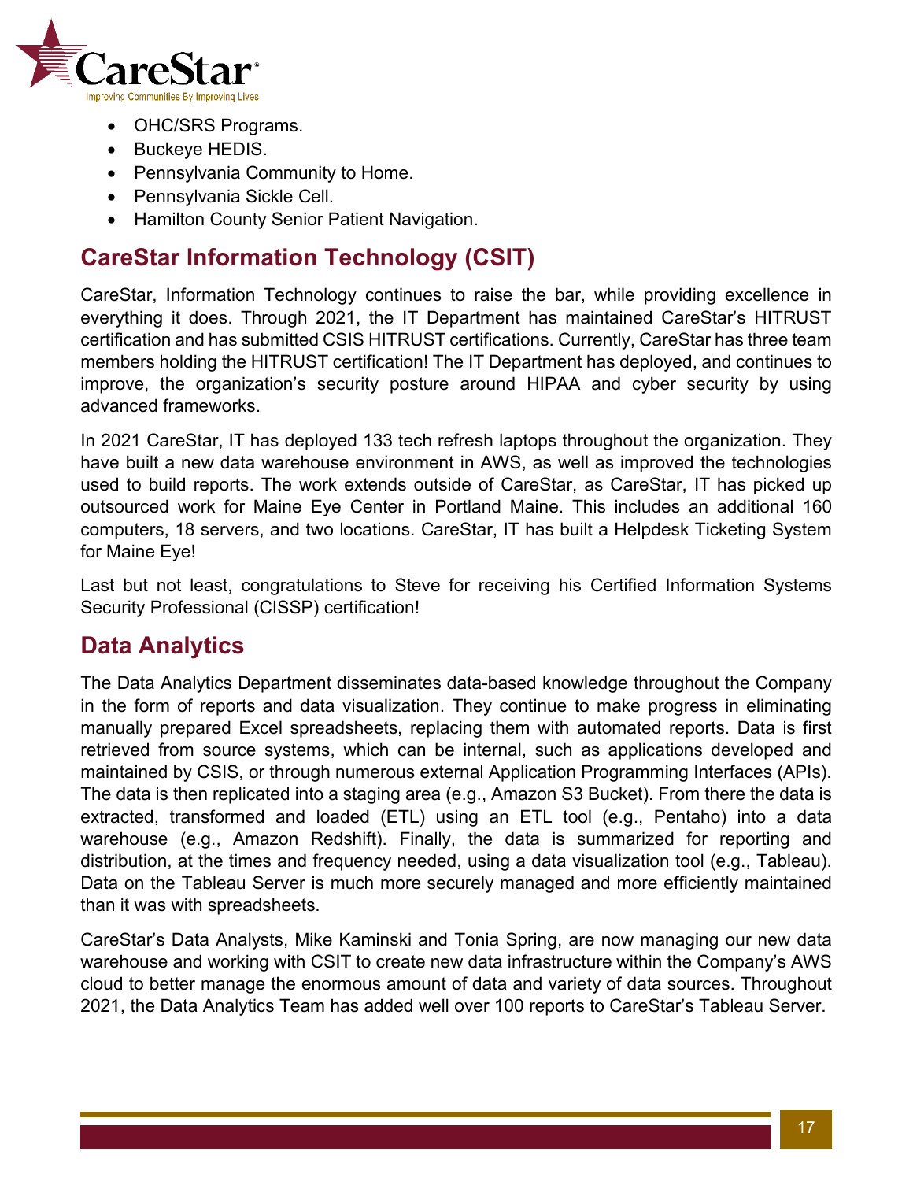- OHC/SRS Programs.
- Buckeye HEDIS.
- Pennsylvania Community to Home.
- Pennsylvania Sickle Cell.
- Hamilton County Senior Patient Navigation.

## CareStar Information Technology (CSIT)

CareStar, Information Technology continues to raise the bar, while providing excellence in everything it does. Through 2021, the IT Department has maintained CareStar's HITRUST certification and has submitted CSIS HITRUST certifications. Currently, CareStar has three team members holding the HITRUST certification! The IT Department has deployed, and continues to improve, the organization's security posture around HIPAA and cyber security by using advanced frameworks.

In 2021 CareStar, IT has deployed 133 tech refresh laptops throughout the organization. They have built a new data warehouse environment in AWS, as well as improved the technologies used to build reports. The work extends outside of CareStar, as CareStar, IT has picked up outsourced work for Maine Eye Center in Portland Maine. This includes an additional 160 computers, 18 servers, and two locations. CareStar, IT has built a Helpdesk Ticketing System for Maine Eye!

Last but not least, congratulations to Steve for receiving his Certified Information Systems Security Professional (CISSP) certification!

## Data Analytics

The Data Analytics Department disseminates data-based knowledge throughout the Company in the form of reports and data visualization. They continue to make progress in eliminating manually prepared Excel spreadsheets, replacing them with automated reports. Data is first retrieved from source systems, which can be internal, such as applications developed and maintained by CSIS, or through numerous external Application Programming Interfaces (APIs). The data is then replicated into a staging area (e.g., Amazon S3 Bucket). From there the data is extracted, transformed and loaded (ETL) using an ETL tool (e.g., Pentaho) into a data warehouse (e.g., Amazon Redshift). Finally, the data is summarized for reporting and distribution, at the times and frequency needed, using a data visualization tool (e.g., Tableau). Data on the Tableau Server is much more securely managed and more efficiently maintained than it was with spreadsheets.

CareStar's Data Analysts, Mike Kaminski and Tonia Spring, are now managing our new data warehouse and working with CSIT to create new data infrastructure within the Company's AWS cloud to better manage the enormous amount of data and variety of data sources. Throughout 2021, the Data Analytics Team has added well over 100 reports to CareStar's Tableau Server.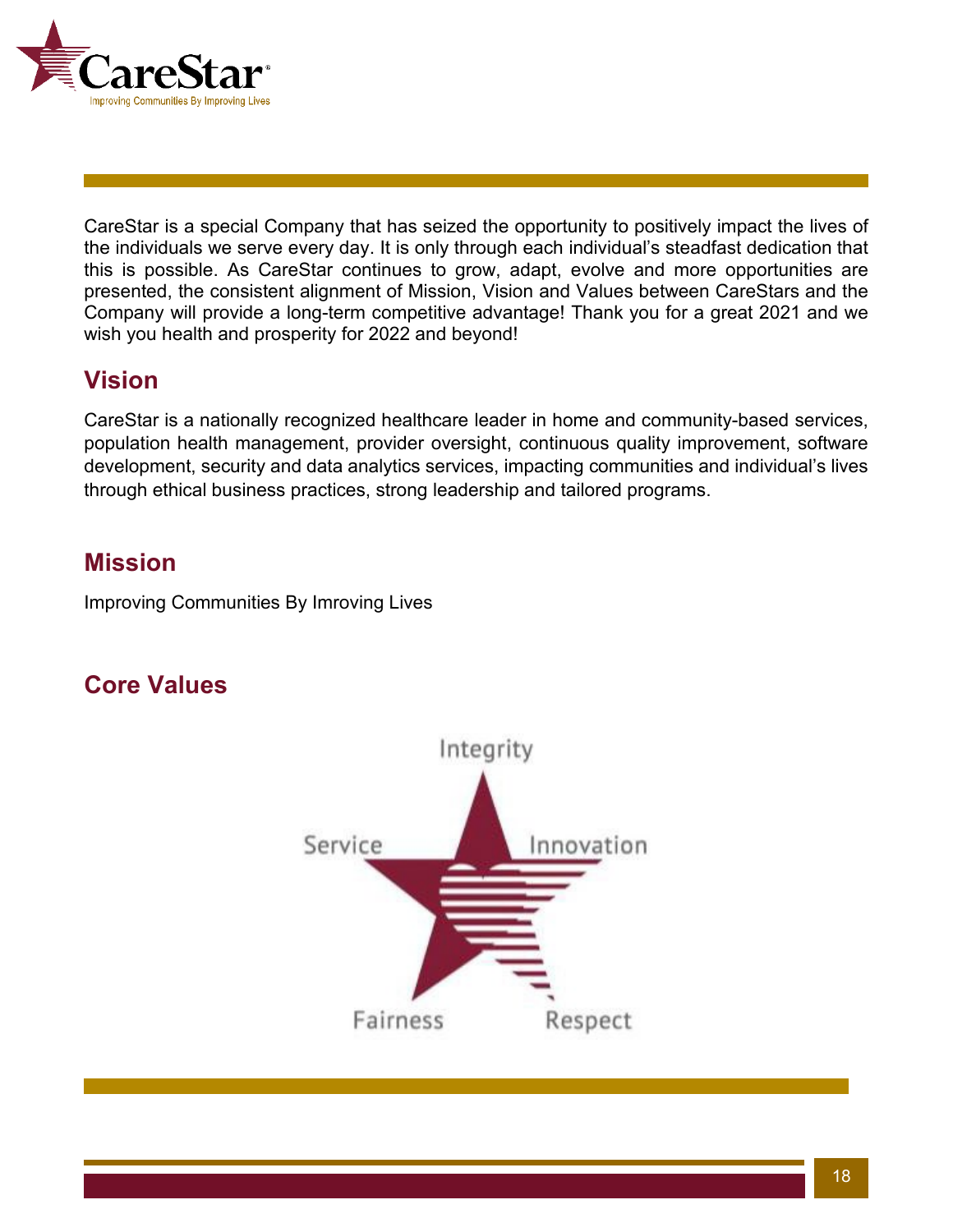CareStar is a special Company that has seized the opportunity to positively impact the lives of the individuals we serve every day. It is only through each individual's steadfast dedication that this is possible. As CareStar continues to grow, adapt, evolve and more opportunities are presented, the consistent alignment of Mission, Vision and Values between CareStars and the Company will provide a long-term competitive advantage! Thank you for a great 2021 and we wish you health and prosperity for 2022 and beyond!

## Vision

CareStar is a nationally recognized healthcare leader in home and community-based services, population health management, provider oversight, continuous quality improvement, software development, security and data analytics services, impacting communities and individual's lives through ethical business practices, strong leadership and tailored programs.

## Mission

Improving Communities By Imroving Lives

## Core Values

Integrity

Service

Innovation

Fairness

Respect